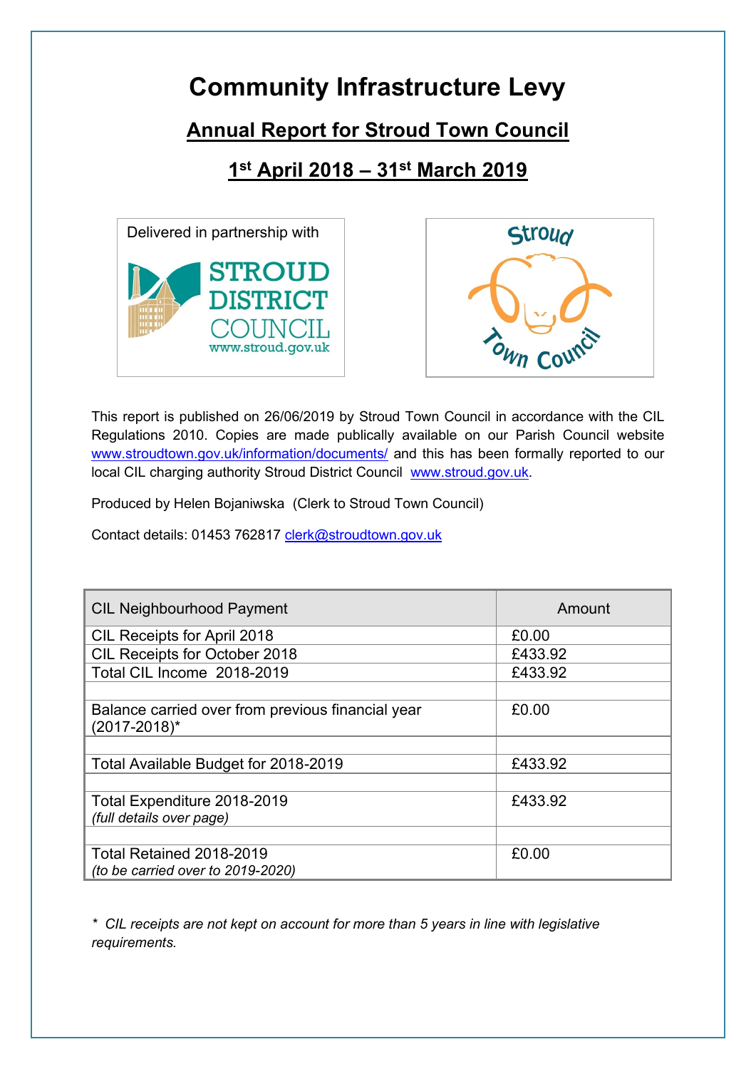# Community Infrastructure Levy

## Annual Report for Stroud Town Council

## 1st April 2018 – 31st March 2019

Delivered in partnership with

STROUD DISTRICT COUNCIL www.stroud.gov.uk

Stroud Town Council

This report is published on 26/06/2019 by Stroud Town Council in accordance with the CIL Regulations 2010. Copies are made publically available on our Parish Council website www.stroudtown.gov.uk/information/documents/ and this has been formally reported to our local CIL charging authority Stroud District Council www.stroud.gov.uk.

Produced by Helen Bojaniwska (Clerk to Stroud Town Council)

Contact details: 01453 762817 clerk@stroudtown.gov.uk

| CIL Neighbourhood Payment | Amount |
|---|---|
| CIL Receipts for April 2018 | £0.00 |
| CIL Receipts for October 2018 | £433.92 |
| Total CIL Income 2018-2019 | £433.92 |
| | |
| Balance carried over from previous financial year (2017-2018)* | £0.00 |
| | |
| Total Available Budget for 2018-2019 | £433.92 |
| | |
| Total Expenditure 2018-2019 *(full details over page)* | £433.92 |
| | |
| Total Retained 2018-2019 *(to be carried over to 2019-2020)* | £0.00 |

*\* CIL receipts are not kept on account for more than 5 years in line with legislative requirements.*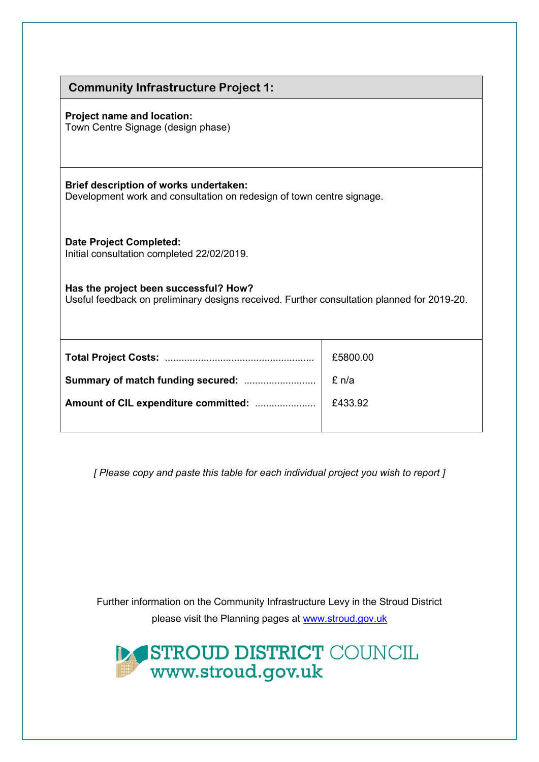## Community Infrastructure Project 1:

**Project name and location:**
Town Centre Signage (design phase)

**Brief description of works undertaken:**
Development work and consultation on redesign of town centre signage.

**Date Project Completed:**
Initial consultation completed 22/02/2019.

**Has the project been successful? How?**
Useful feedback on preliminary designs received. Further consultation planned for 2019-20.

| | |
|---|---|
| **Total Project Costs:** ..................................................... | £5800.00 |
| **Summary of match funding secured:** .......................... | £ n/a |
| **Amount of CIL expenditure committed:** ...................... | £433.92 |

*[ Please copy and paste this table for each individual project you wish to report ]*

Further information on the Community Infrastructure Levy in the Stroud District please visit the Planning pages at www.stroud.gov.uk

STROUD DISTRICT COUNCIL
www.stroud.gov.uk